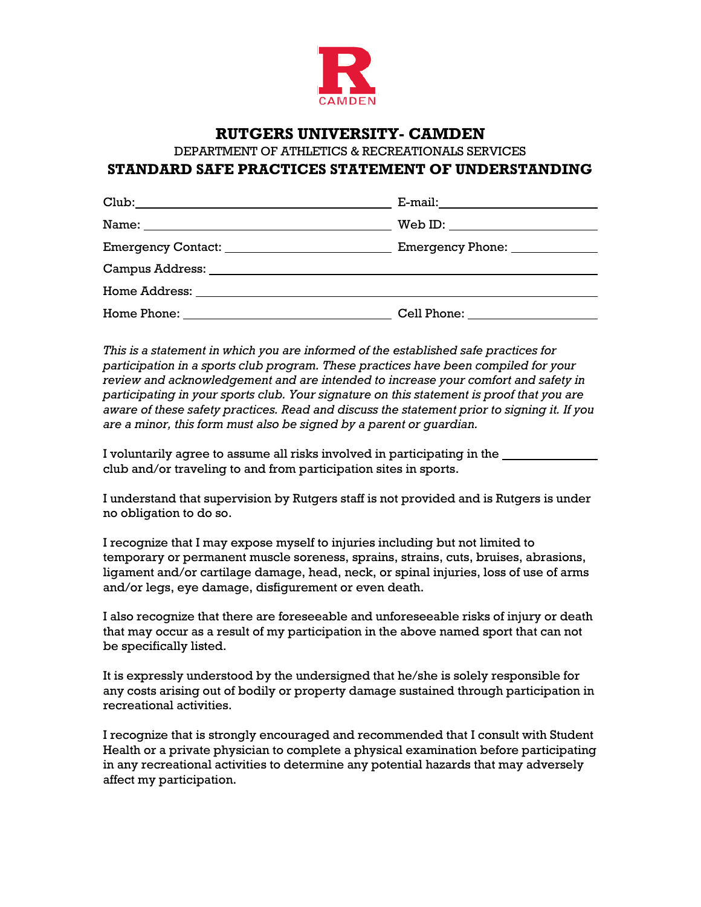# RUTGERS UNIVERSITY- CAMDEN

DEPARTMENT OF ATHLETICS & RECREATIONALS SERVICES

## STANDARD SAFE PRACTICES STATEMENT OF UNDERSTANDING

Club:\_\_\_\_\_\_\_\_\_\_\_\_\_\_\_\_\_\_\_\_\_\_\_\_\_\_\_\_\_\_\_\_ E-mail:\_\_\_\_\_\_\_\_\_\_\_\_\_\_\_\_\_\_\_\_\_\_

Name: \_\_\_\_\_\_\_\_\_\_\_\_\_\_\_\_\_\_\_\_\_\_\_\_\_\_\_\_\_\_\_\_ Web ID: \_\_\_\_\_\_\_\_\_\_\_\_\_\_\_\_\_\_\_\_\_\_

Emergency Contact: \_\_\_\_\_\_\_\_\_\_\_\_\_\_\_\_\_\_\_\_\_\_\_\_ Emergency Phone: \_\_\_\_\_\_\_\_\_\_\_\_\_\_

Campus Address: \_\_\_\_\_\_\_\_\_\_\_\_\_\_\_\_\_\_\_\_\_\_\_\_\_\_\_\_\_\_\_\_\_\_\_\_\_\_\_\_\_\_\_\_\_\_\_\_\_\_\_\_\_\_\_\_

Home Address: \_\_\_\_\_\_\_\_\_\_\_\_\_\_\_\_\_\_\_\_\_\_\_\_\_\_\_\_\_\_\_\_\_\_\_\_\_\_\_\_\_\_\_\_\_\_\_\_\_\_\_\_\_\_\_\_\_\_

Home Phone: \_\_\_\_\_\_\_\_\_\_\_\_\_\_\_\_\_\_\_\_\_\_\_\_\_\_\_\_\_\_ Cell Phone: \_\_\_\_\_\_\_\_\_\_\_\_\_\_\_\_\_\_\_\_\_\_

*This is a statement in which you are informed of the established safe practices for participation in a sports club program. These practices have been compiled for your review and acknowledgement and are intended to increase your comfort and safety in participating in your sports club. Your signature on this statement is proof that you are aware of these safety practices. Read and discuss the statement prior to signing it. If you are a minor, this form must also be signed by a parent or guardian.*

I voluntarily agree to assume all risks involved in participating in the \_\_\_\_\_\_\_\_\_\_\_\_\_\_\_\_ club and/or traveling to and from participation sites in sports.

I understand that supervision by Rutgers staff is not provided and is Rutgers is under no obligation to do so.

I recognize that I may expose myself to injuries including but not limited to temporary or permanent muscle soreness, sprains, strains, cuts, bruises, abrasions, ligament and/or cartilage damage, head, neck, or spinal injuries, loss of use of arms and/or legs, eye damage, disfigurement or even death.

I also recognize that there are foreseeable and unforeseeable risks of injury or death that may occur as a result of my participation in the above named sport that can not be specifically listed.

It is expressly understood by the undersigned that he/she is solely responsible for any costs arising out of bodily or property damage sustained through participation in recreational activities.

I recognize that is strongly encouraged and recommended that I consult with Student Health or a private physician to complete a physical examination before participating in any recreational activities to determine any potential hazards that may adversely affect my participation.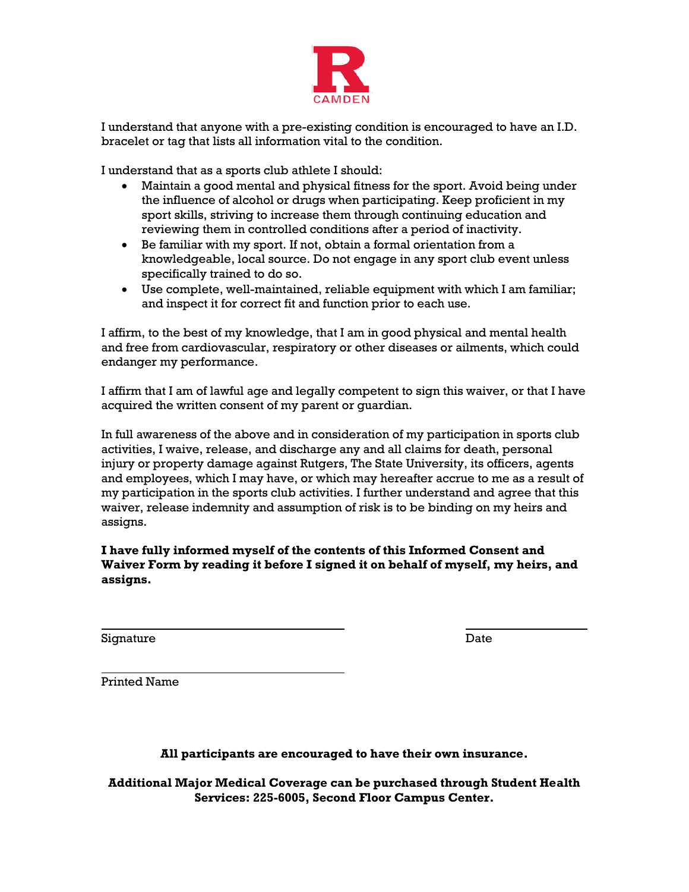R CAMDEN

I understand that anyone with a pre-existing condition is encouraged to have an I.D. bracelet or tag that lists all information vital to the condition.

I understand that as a sports club athlete I should:

- Maintain a good mental and physical fitness for the sport. Avoid being under the influence of alcohol or drugs when participating. Keep proficient in my sport skills, striving to increase them through continuing education and reviewing them in controlled conditions after a period of inactivity.
- Be familiar with my sport. If not, obtain a formal orientation from a knowledgeable, local source. Do not engage in any sport club event unless specifically trained to do so.
- Use complete, well-maintained, reliable equipment with which I am familiar; and inspect it for correct fit and function prior to each use.

I affirm, to the best of my knowledge, that I am in good physical and mental health and free from cardiovascular, respiratory or other diseases or ailments, which could endanger my performance.

I affirm that I am of lawful age and legally competent to sign this waiver, or that I have acquired the written consent of my parent or guardian.

In full awareness of the above and in consideration of my participation in sports club activities, I waive, release, and discharge any and all claims for death, personal injury or property damage against Rutgers, The State University, its officers, agents and employees, which I may have, or which may hereafter accrue to me as a result of my participation in the sports club activities. I further understand and agree that this waiver, release indemnity and assumption of risk is to be binding on my heirs and assigns.

**I have fully informed myself of the contents of this Informed Consent and Waiver Form by reading it before I signed it on behalf of myself, my heirs, and assigns.**

\_\_\_\_\_\_\_\_\_\_\_\_\_\_\_\_\_\_\_\_\_\_\_\_\_\_\_\_\_\_\_\_ \_\_\_\_\_\_\_\_\_\_\_\_\_\_\_\_

Signature Date

\_\_\_\_\_\_\_\_\_\_\_\_\_\_\_\_\_\_\_\_\_\_\_\_\_\_\_\_\_\_\_\_

Printed Name

**All participants are encouraged to have their own insurance.**

**Additional Major Medical Coverage can be purchased through Student Health Services: 225-6005, Second Floor Campus Center.**